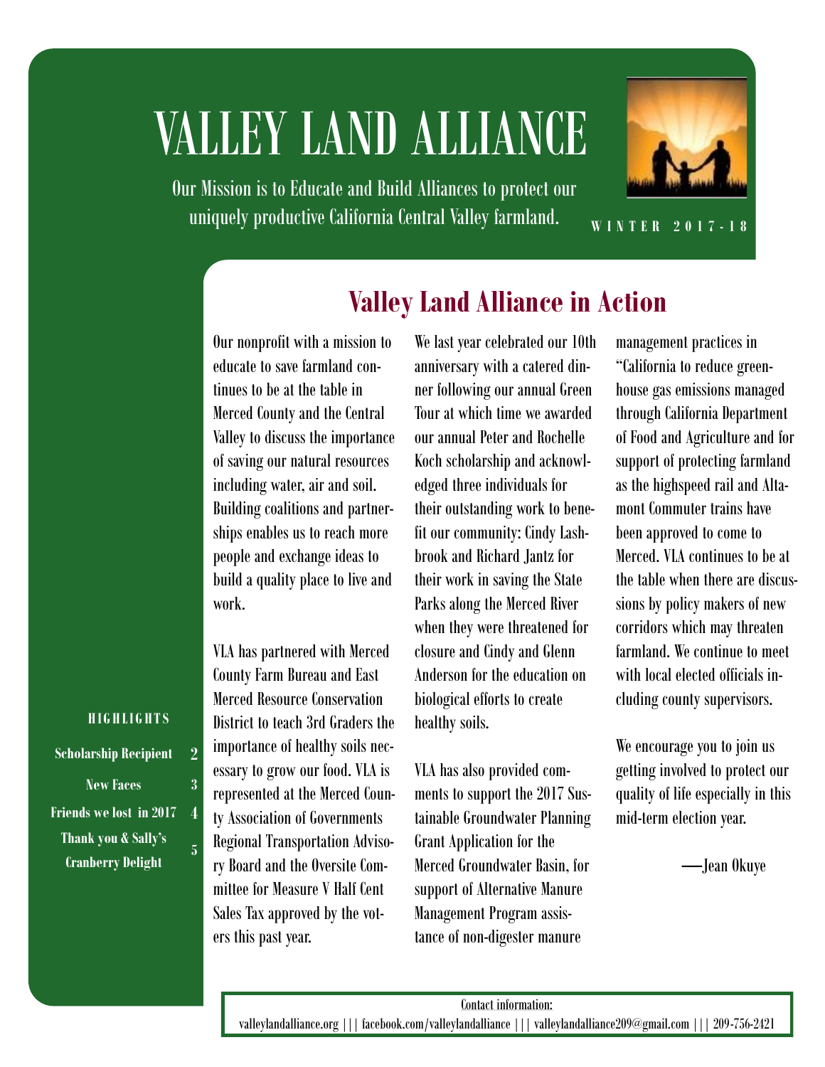# VALLEY LAND ALLIANCE

Our Mission is to Educate and Build Alliances to protect our uniquely productive California Central Valley farmland.

WINTER 2017-18

## Valley Land Alliance in Action

Our nonprofit with a mission to educate to save farmland continues to be at the table in Merced County and the Central Valley to discuss the importance of saving our natural resources including water, air and soil. Building coalitions and partnerships enables us to reach more people and exchange ideas to build a quality place to live and work.

VLA has partnered with Merced County Farm Bureau and East Merced Resource Conservation District to teach 3rd Graders the importance of healthy soils necessary to grow our food. VLA is represented at the Merced County Association of Governments Regional Transportation Advisory Board and the Oversite Committee for Measure V Half Cent Sales Tax approved by the voters this past year.

We last year celebrated our 10th anniversary with a catered dinner following our annual Green Tour at which time we awarded our annual Peter and Rochelle Koch scholarship and acknowledged three individuals for their outstanding work to benefit our community: Cindy Lashbrook and Richard Jantz for their work in saving the State Parks along the Merced River when they were threatened for closure and Cindy and Glenn Anderson for the education on biological efforts to create healthy soils.

VLA has also provided comments to support the 2017 Sustainable Groundwater Planning Grant Application for the Merced Groundwater Basin, for support of Alternative Manure Management Program assistance of non-digester manure management practices in "California to reduce greenhouse gas emissions managed through California Department of Food and Agriculture and for support of protecting farmland as the highspeed rail and Altamont Commuter trains have been approved to come to Merced. VLA continues to be at the table when there are discussions by policy makers of new corridors which may threaten farmland. We continue to meet with local elected officials including county supervisors.

We encourage you to join us getting involved to protect our quality of life especially in this mid-term election year.

—Jean Okuye

### HIGHLIGHTS

| | |
|---|---|
| Scholarship Recipient | 2 |
| New Faces | 3 |
| Friends we lost in 2017 | 4 |
| Thank you & Sally's Cranberry Delight | 5 |

Contact information:
valleylandalliance.org ||| facebook.com/valleylandalliance ||| valleylandalliance209@gmail.com ||| 209-756-2421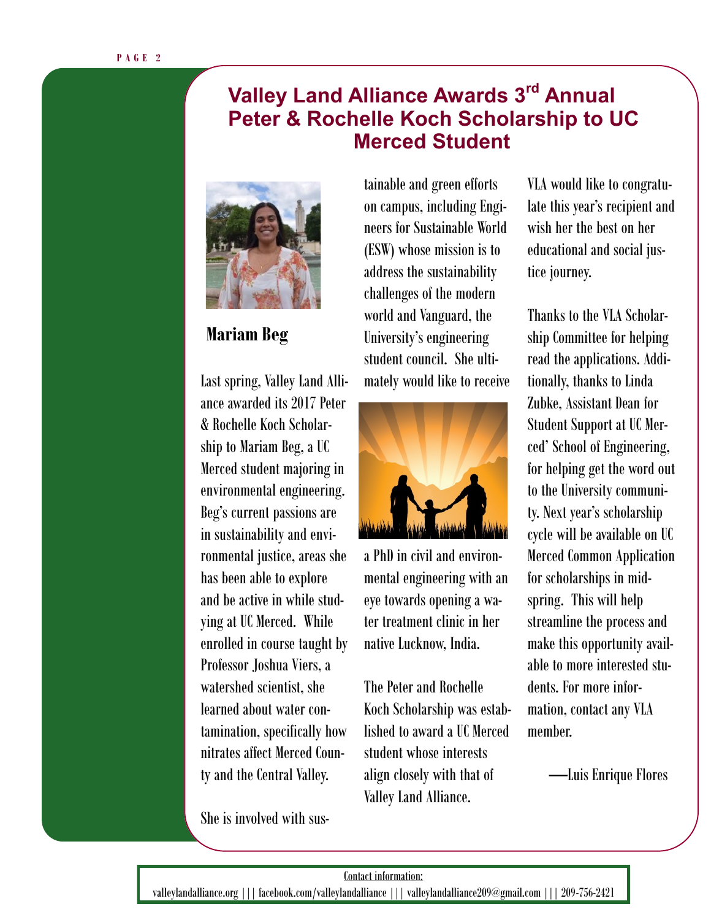# Valley Land Alliance Awards 3rd Annual Peter & Rochelle Koch Scholarship to UC Merced Student

**Mariam Beg**

Last spring, Valley Land Alliance awarded its 2017 Peter & Rochelle Koch Scholarship to Mariam Beg, a UC Merced student majoring in environmental engineering. Beg's current passions are in sustainability and environmental justice, areas she has been able to explore and be active in while studying at UC Merced. While enrolled in course taught by Professor Joshua Viers, a watershed scientist, she learned about water contamination, specifically how nitrates affect Merced County and the Central Valley.

She is involved with sustainable and green efforts on campus, including Engineers for Sustainable World (ESW) whose mission is to address the sustainability challenges of the modern world and Vanguard, the University's engineering student council. She ultimately would like to receive a PhD in civil and environmental engineering with an eye towards opening a water treatment clinic in her native Lucknow, India.

The Peter and Rochelle Koch Scholarship was established to award a UC Merced student whose interests align closely with that of Valley Land Alliance.

VLA would like to congratulate this year's recipient and wish her the best on her educational and social justice journey.

Thanks to the VLA Scholarship Committee for helping read the applications. Additionally, thanks to Linda Zubke, Assistant Dean for Student Support at UC Merced' School of Engineering, for helping get the word out to the University community. Next year's scholarship cycle will be available on UC Merced Common Application for scholarships in mid-spring. This will help streamline the process and make this opportunity available to more interested students. For more information, contact any VLA member.

—Luis Enrique Flores

Contact information:
valleylandalliance.org ||| facebook.com/valleylandalliance ||| valleylandalliance209@gmail.com ||| 209-756-2421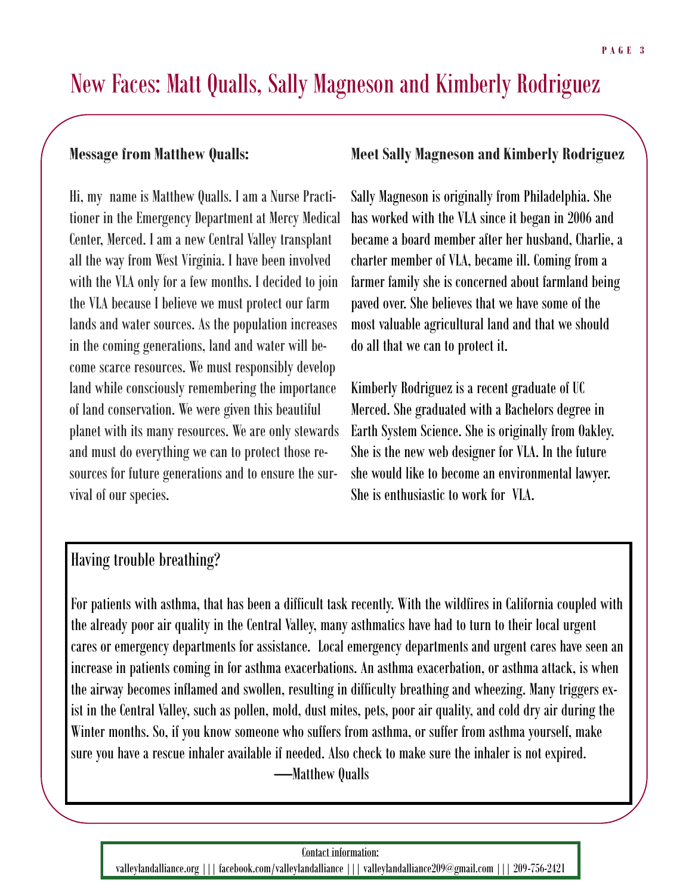# New Faces: Matt Qualls, Sally Magneson and Kimberly Rodriguez

**Message from Matthew Qualls:**

Hi, my name is Matthew Qualls. I am a Nurse Practitioner in the Emergency Department at Mercy Medical Center, Merced. I am a new Central Valley transplant all the way from West Virginia. I have been involved with the VLA only for a few months. I decided to join the VLA because I believe we must protect our farm lands and water sources. As the population increases in the coming generations, land and water will become scarce resources. We must responsibly develop land while consciously remembering the importance of land conservation. We were given this beautiful planet with its many resources. We are only stewards and must do everything we can to protect those resources for future generations and to ensure the survival of our species.

**Meet Sally Magneson and Kimberly Rodriguez**

Sally Magneson is originally from Philadelphia. She has worked with the VLA since it began in 2006 and became a board member after her husband, Charlie, a charter member of VLA, became ill. Coming from a farmer family she is concerned about farmland being paved over. She believes that we have some of the most valuable agricultural land and that we should do all that we can to protect it.

Kimberly Rodriguez is a recent graduate of UC Merced. She graduated with a Bachelors degree in Earth System Science. She is originally from Oakley. She is the new web designer for VLA. In the future she would like to become an environmental lawyer. She is enthusiastic to work for VLA.

## Having trouble breathing?

For patients with asthma, that has been a difficult task recently. With the wildfires in California coupled with the already poor air quality in the Central Valley, many asthmatics have had to turn to their local urgent cares or emergency departments for assistance. Local emergency departments and urgent cares have seen an increase in patients coming in for asthma exacerbations. An asthma exacerbation, or asthma attack, is when the airway becomes inflamed and swollen, resulting in difficulty breathing and wheezing. Many triggers exist in the Central Valley, such as pollen, mold, dust mites, pets, poor air quality, and cold dry air during the Winter months. So, if you know someone who suffers from asthma, or suffer from asthma yourself, make sure you have a rescue inhaler available if needed. Also check to make sure the inhaler is not expired.

—Matthew Qualls

Contact information:

valleylandalliance.org ||| facebook.com/valleylandalliance ||| valleylandalliance209@gmail.com ||| 209-756-2421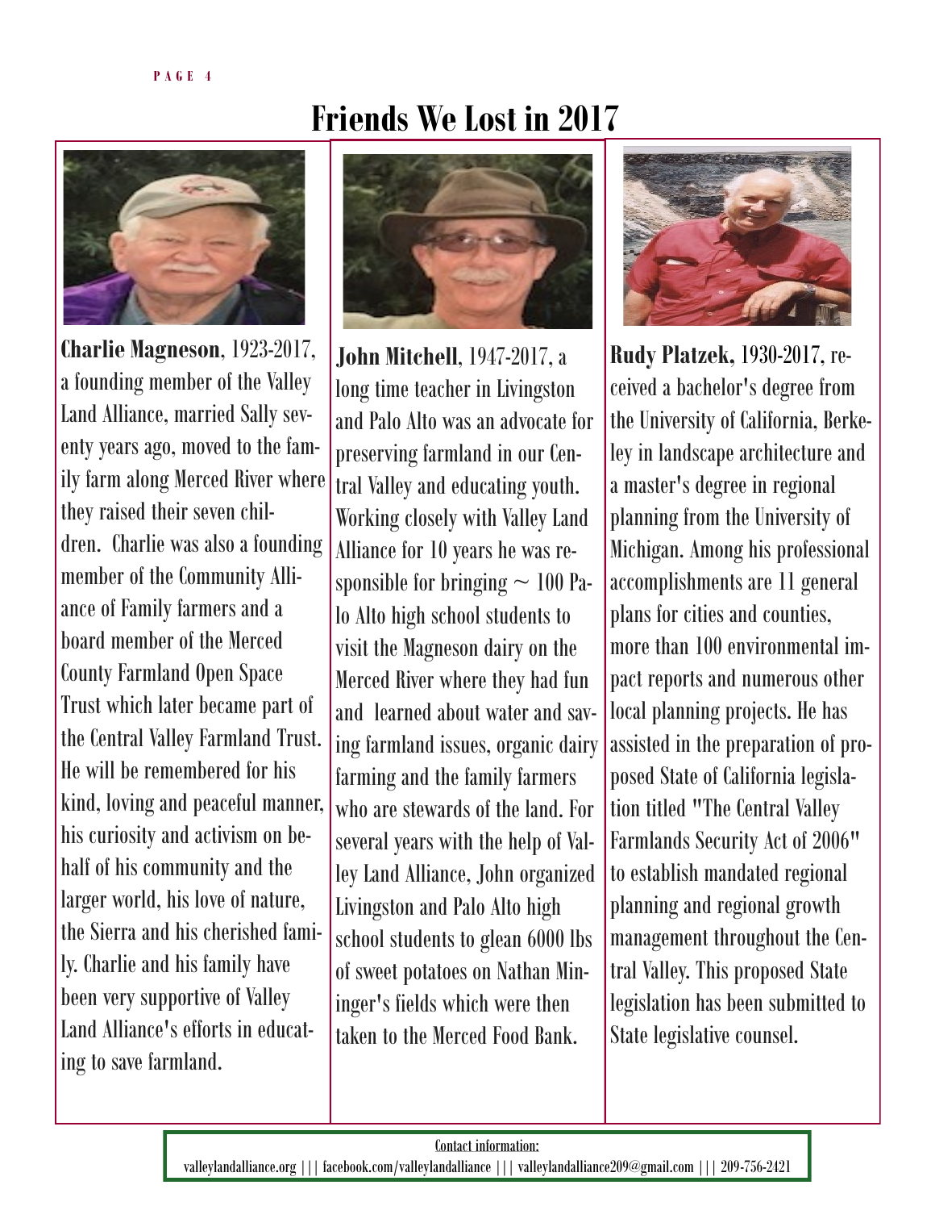# Friends We Lost in 2017

**Charlie Magneson**, 1923-2017, a founding member of the Valley Land Alliance, married Sally seventy years ago, moved to the family farm along Merced River where they raised their seven children. Charlie was also a founding member of the Community Alliance of Family farmers and a board member of the Merced County Farmland Open Space Trust which later became part of the Central Valley Farmland Trust. He will be remembered for his kind, loving and peaceful manner, his curiosity and activism on behalf of his community and the larger world, his love of nature, the Sierra and his cherished family. Charlie and his family have been very supportive of Valley Land Alliance's efforts in educating to save farmland.

**John Mitchell**, 1947-2017, a long time teacher in Livingston and Palo Alto was an advocate for preserving farmland in our Central Valley and educating youth. Working closely with Valley Land Alliance for 10 years he was responsible for bringing ~ 100 Palo Alto high school students to visit the Magneson dairy on the Merced River where they had fun and learned about water and saving farmland issues, organic dairy farming and the family farmers who are stewards of the land. For several years with the help of Valley Land Alliance, John organized Livingston and Palo Alto high school students to glean 6000 lbs of sweet potatoes on Nathan Mininger's fields which were then taken to the Merced Food Bank.

**Rudy Platzek,** 1930-2017, received a bachelor's degree from the University of California, Berkeley in landscape architecture and a master's degree in regional planning from the University of Michigan. Among his professional accomplishments are 11 general plans for cities and counties, more than 100 environmental impact reports and numerous other local planning projects. He has assisted in the preparation of proposed State of California legislation titled "The Central Valley Farmlands Security Act of 2006" to establish mandated regional planning and regional growth management throughout the Central Valley. This proposed State legislation has been submitted to State legislative counsel.

Contact information:
valleylandalliance.org ||| facebook.com/valleylandalliance ||| valleylandalliance209@gmail.com ||| 209-756-2421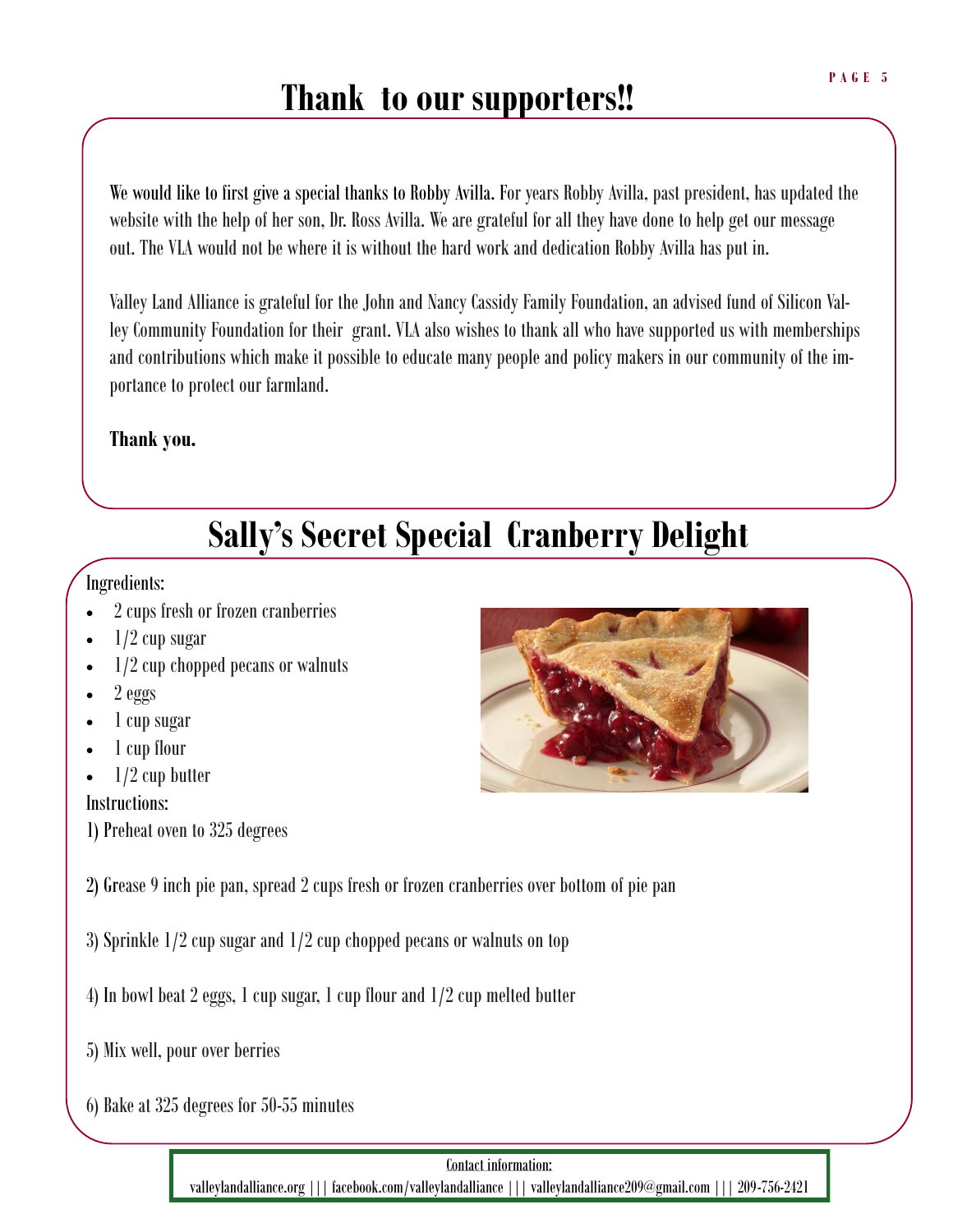# Thank to our supporters!!

We would like to first give a special thanks to Robby Avilla. For years Robby Avilla, past president, has updated the website with the help of her son, Dr. Ross Avilla. We are grateful for all they have done to help get our message out. The VLA would not be where it is without the hard work and dedication Robby Avilla has put in.

Valley Land Alliance is grateful for the John and Nancy Cassidy Family Foundation, an advised fund of Silicon Valley Community Foundation for their grant. VLA also wishes to thank all who have supported us with memberships and contributions which make it possible to educate many people and policy makers in our community of the importance to protect our farmland.

**Thank you.**

# Sally's Secret Special Cranberry Delight

Ingredients:

- 2 cups fresh or frozen cranberries
- 1/2 cup sugar
- 1/2 cup chopped pecans or walnuts
- 2 eggs
- 1 cup sugar
- 1 cup flour
- 1/2 cup butter

Instructions:

1) Preheat oven to 325 degrees

2) Grease 9 inch pie pan, spread 2 cups fresh or frozen cranberries over bottom of pie pan

3) Sprinkle 1/2 cup sugar and 1/2 cup chopped pecans or walnuts on top

4) In bowl beat 2 eggs, 1 cup sugar, 1 cup flour and 1/2 cup melted butter

5) Mix well, pour over berries

6) Bake at 325 degrees for 50-55 minutes

Contact information:

valleylandalliance.org ||| facebook.com/valleylandalliance ||| valleylandalliance209@gmail.com ||| 209-756-2421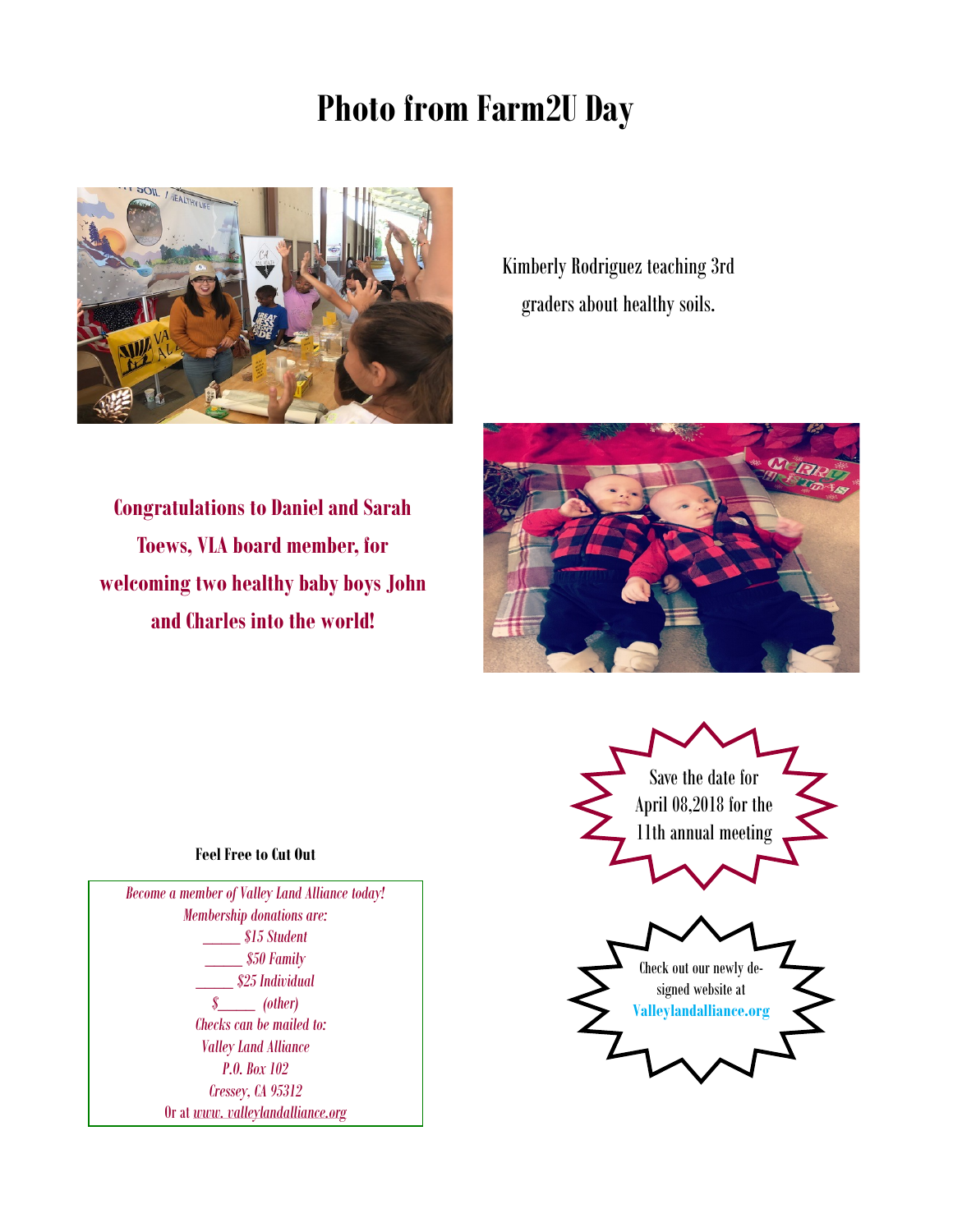# Photo from Farm2U Day

Kimberly Rodriguez teaching 3rd graders about healthy soils.

**Congratulations to Daniel and Sarah Toews, VLA board member, for welcoming two healthy baby boys John and Charles into the world!**

Save the date for April 08,2018 for the 11th annual meeting

**Feel Free to Cut Out**

*Become a member of Valley Land Alliance today!*
*Membership donations are:*
*_____ $15 Student*
*_____ $50 Family*
*_____ $25 Individual*
*$_____ (other)*
*Checks can be mailed to:*
*Valley Land Alliance*
*P.O. Box 102*
*Cressey, CA 95312*
Or at *www. valleylandalliance.org*

Check out our newly designed website at **Valleylandalliance.org**